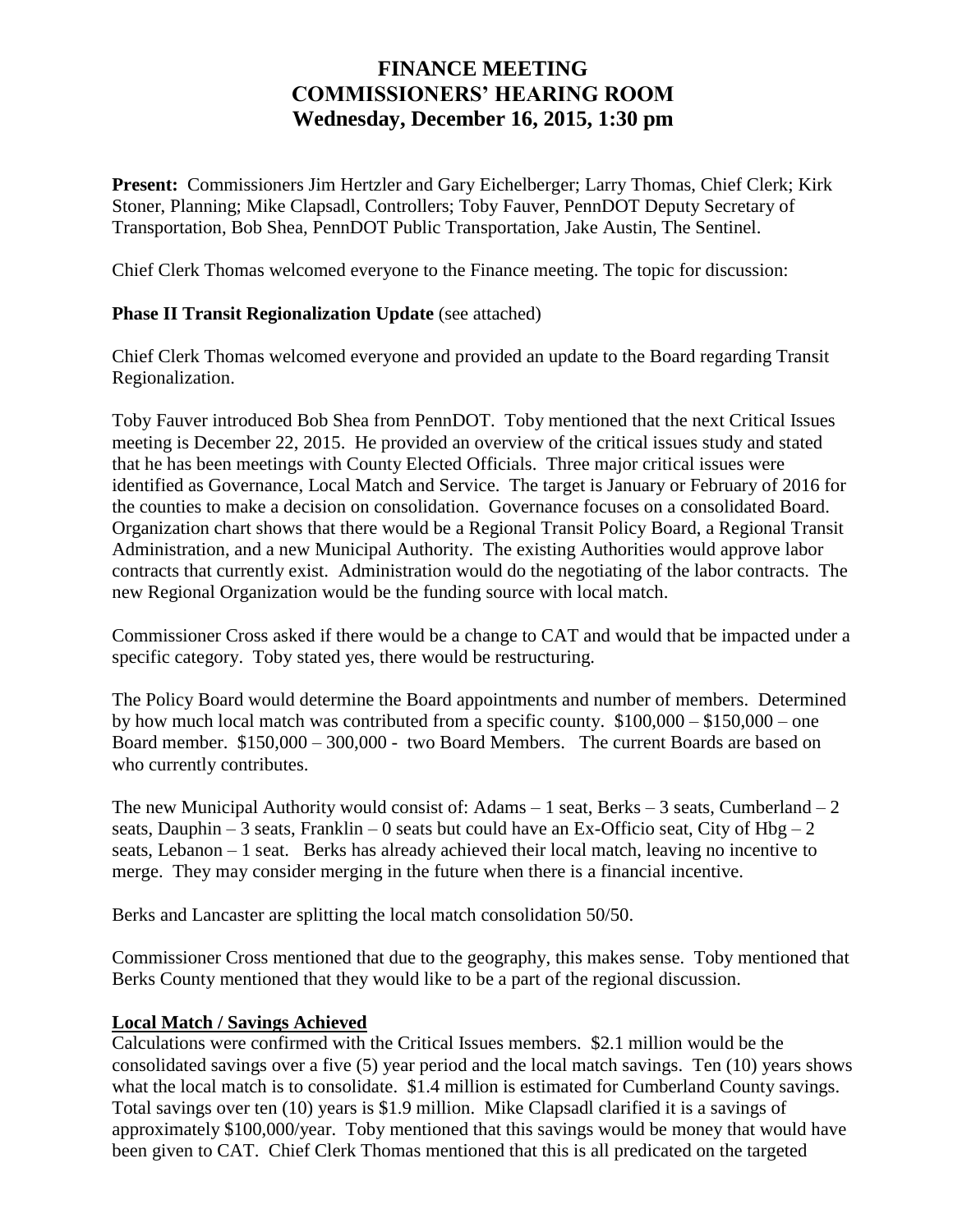# FINANCE MEETING
# COMMISSIONERS' HEARING ROOM
# Wednesday, December 16, 2015, 1:30 pm

**Present:** Commissioners Jim Hertzler and Gary Eichelberger; Larry Thomas, Chief Clerk; Kirk Stoner, Planning; Mike Clapsadl, Controllers; Toby Fauver, PennDOT Deputy Secretary of Transportation, Bob Shea, PennDOT Public Transportation, Jake Austin, The Sentinel.

Chief Clerk Thomas welcomed everyone to the Finance meeting. The topic for discussion:

**Phase II Transit Regionalization Update** (see attached)

Chief Clerk Thomas welcomed everyone and provided an update to the Board regarding Transit Regionalization.

Toby Fauver introduced Bob Shea from PennDOT. Toby mentioned that the next Critical Issues meeting is December 22, 2015. He provided an overview of the critical issues study and stated that he has been meetings with County Elected Officials. Three major critical issues were identified as Governance, Local Match and Service. The target is January or February of 2016 for the counties to make a decision on consolidation. Governance focuses on a consolidated Board. Organization chart shows that there would be a Regional Transit Policy Board, a Regional Transit Administration, and a new Municipal Authority. The existing Authorities would approve labor contracts that currently exist. Administration would do the negotiating of the labor contracts. The new Regional Organization would be the funding source with local match.

Commissioner Cross asked if there would be a change to CAT and would that be impacted under a specific category. Toby stated yes, there would be restructuring.

The Policy Board would determine the Board appointments and number of members. Determined by how much local match was contributed from a specific county. $100,000 – $150,000 – one Board member. $150,000 – 300,000 - two Board Members. The current Boards are based on who currently contributes.

The new Municipal Authority would consist of: Adams – 1 seat, Berks – 3 seats, Cumberland – 2 seats, Dauphin – 3 seats, Franklin – 0 seats but could have an Ex-Officio seat, City of Hbg – 2 seats, Lebanon – 1 seat. Berks has already achieved their local match, leaving no incentive to merge. They may consider merging in the future when there is a financial incentive.

Berks and Lancaster are splitting the local match consolidation 50/50.

Commissioner Cross mentioned that due to the geography, this makes sense. Toby mentioned that Berks County mentioned that they would like to be a part of the regional discussion.

**Local Match / Savings Achieved**

Calculations were confirmed with the Critical Issues members. $2.1 million would be the consolidated savings over a five (5) year period and the local match savings. Ten (10) years shows what the local match is to consolidate. $1.4 million is estimated for Cumberland County savings. Total savings over ten (10) years is $1.9 million. Mike Clapsadl clarified it is a savings of approximately $100,000/year. Toby mentioned that this savings would be money that would have been given to CAT. Chief Clerk Thomas mentioned that this is all predicated on the targeted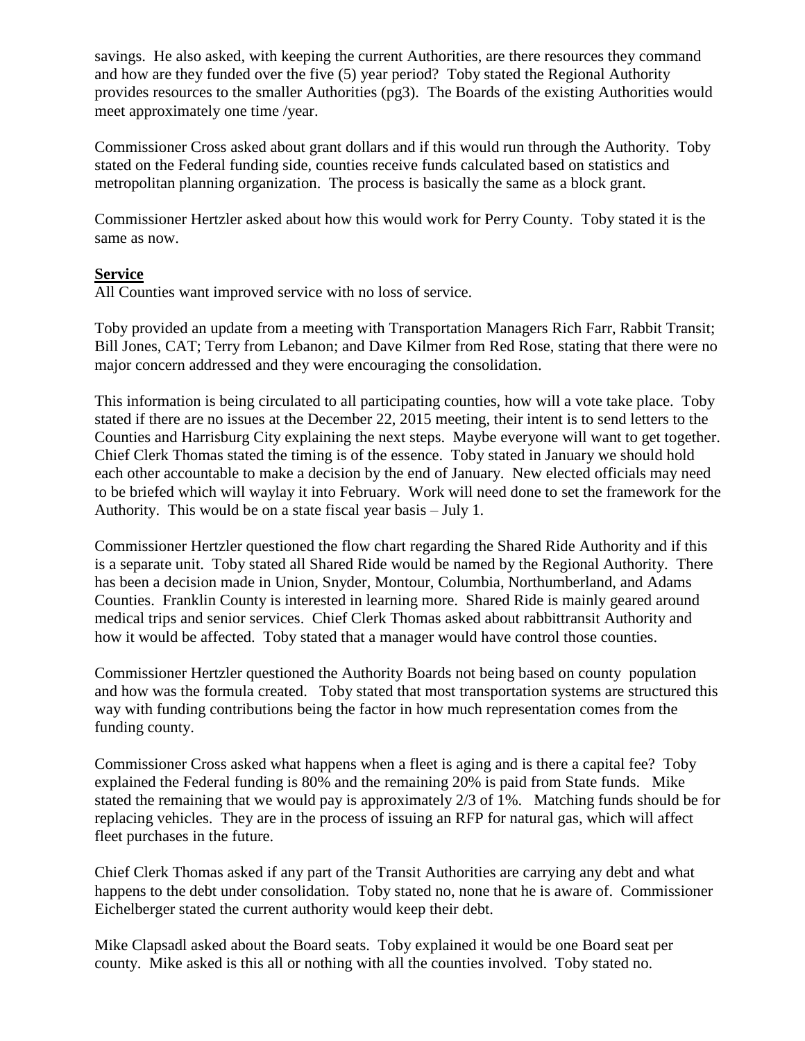savings. He also asked, with keeping the current Authorities, are there resources they command and how are they funded over the five (5) year period? Toby stated the Regional Authority provides resources to the smaller Authorities (pg3). The Boards of the existing Authorities would meet approximately one time /year.

Commissioner Cross asked about grant dollars and if this would run through the Authority. Toby stated on the Federal funding side, counties receive funds calculated based on statistics and metropolitan planning organization. The process is basically the same as a block grant.

Commissioner Hertzler asked about how this would work for Perry County. Toby stated it is the same as now.

**Service**

All Counties want improved service with no loss of service.

Toby provided an update from a meeting with Transportation Managers Rich Farr, Rabbit Transit; Bill Jones, CAT; Terry from Lebanon; and Dave Kilmer from Red Rose, stating that there were no major concern addressed and they were encouraging the consolidation.

This information is being circulated to all participating counties, how will a vote take place. Toby stated if there are no issues at the December 22, 2015 meeting, their intent is to send letters to the Counties and Harrisburg City explaining the next steps. Maybe everyone will want to get together. Chief Clerk Thomas stated the timing is of the essence. Toby stated in January we should hold each other accountable to make a decision by the end of January. New elected officials may need to be briefed which will waylay it into February. Work will need done to set the framework for the Authority. This would be on a state fiscal year basis – July 1.

Commissioner Hertzler questioned the flow chart regarding the Shared Ride Authority and if this is a separate unit. Toby stated all Shared Ride would be named by the Regional Authority. There has been a decision made in Union, Snyder, Montour, Columbia, Northumberland, and Adams Counties. Franklin County is interested in learning more. Shared Ride is mainly geared around medical trips and senior services. Chief Clerk Thomas asked about rabbittransit Authority and how it would be affected. Toby stated that a manager would have control those counties.

Commissioner Hertzler questioned the Authority Boards not being based on county population and how was the formula created. Toby stated that most transportation systems are structured this way with funding contributions being the factor in how much representation comes from the funding county.

Commissioner Cross asked what happens when a fleet is aging and is there a capital fee? Toby explained the Federal funding is 80% and the remaining 20% is paid from State funds. Mike stated the remaining that we would pay is approximately 2/3 of 1%. Matching funds should be for replacing vehicles. They are in the process of issuing an RFP for natural gas, which will affect fleet purchases in the future.

Chief Clerk Thomas asked if any part of the Transit Authorities are carrying any debt and what happens to the debt under consolidation. Toby stated no, none that he is aware of. Commissioner Eichelberger stated the current authority would keep their debt.

Mike Clapsadl asked about the Board seats. Toby explained it would be one Board seat per county. Mike asked is this all or nothing with all the counties involved. Toby stated no.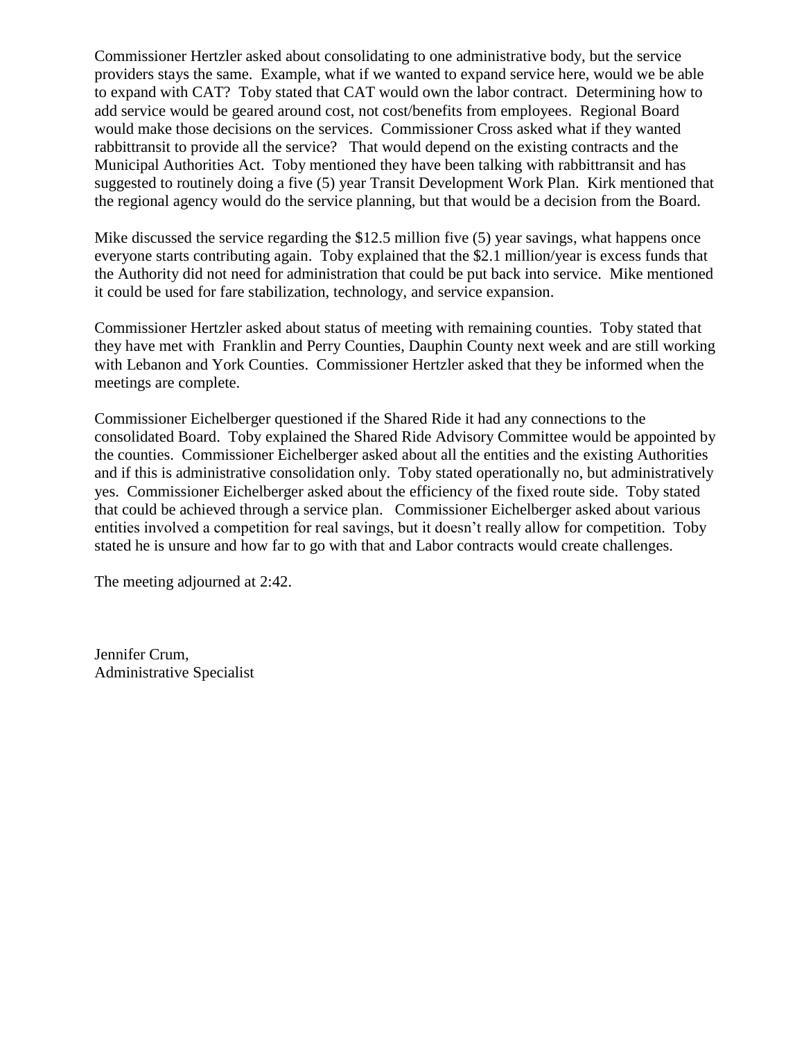Commissioner Hertzler asked about consolidating to one administrative body, but the service providers stays the same. Example, what if we wanted to expand service here, would we be able to expand with CAT? Toby stated that CAT would own the labor contract. Determining how to add service would be geared around cost, not cost/benefits from employees. Regional Board would make those decisions on the services. Commissioner Cross asked what if they wanted rabbittransit to provide all the service? That would depend on the existing contracts and the Municipal Authorities Act. Toby mentioned they have been talking with rabbittransit and has suggested to routinely doing a five (5) year Transit Development Work Plan. Kirk mentioned that the regional agency would do the service planning, but that would be a decision from the Board.

Mike discussed the service regarding the $12.5 million five (5) year savings, what happens once everyone starts contributing again. Toby explained that the $2.1 million/year is excess funds that the Authority did not need for administration that could be put back into service. Mike mentioned it could be used for fare stabilization, technology, and service expansion.

Commissioner Hertzler asked about status of meeting with remaining counties. Toby stated that they have met with Franklin and Perry Counties, Dauphin County next week and are still working with Lebanon and York Counties. Commissioner Hertzler asked that they be informed when the meetings are complete.

Commissioner Eichelberger questioned if the Shared Ride it had any connections to the consolidated Board. Toby explained the Shared Ride Advisory Committee would be appointed by the counties. Commissioner Eichelberger asked about all the entities and the existing Authorities and if this is administrative consolidation only. Toby stated operationally no, but administratively yes. Commissioner Eichelberger asked about the efficiency of the fixed route side. Toby stated that could be achieved through a service plan. Commissioner Eichelberger asked about various entities involved a competition for real savings, but it doesn't really allow for competition. Toby stated he is unsure and how far to go with that and Labor contracts would create challenges.

The meeting adjourned at 2:42.

Jennifer Crum,
Administrative Specialist